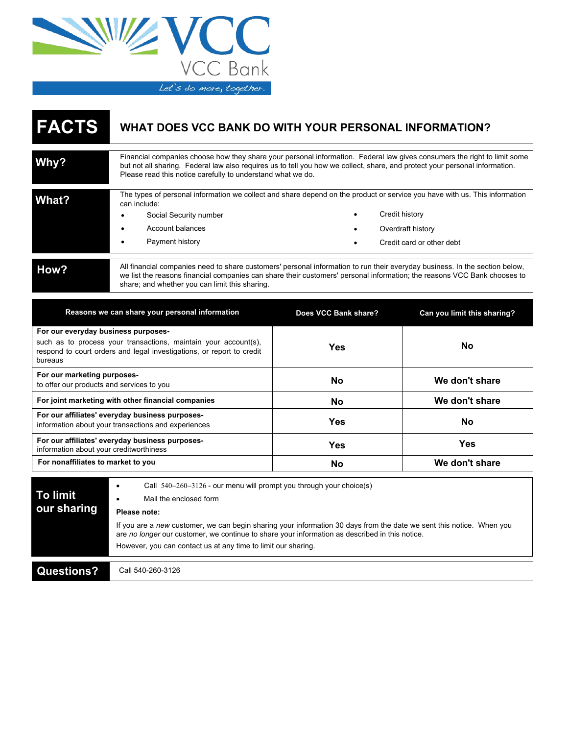VCC

VCC Bank

Let's do more, together.

# FACTS — WHAT DOES VCC BANK DO WITH YOUR PERSONAL INFORMATION?

| | |
|---|---|
| **Why?** | Financial companies choose how they share your personal information. Federal law gives consumers the right to limit some but not all sharing. Federal law also requires us to tell you how we collect, share, and protect your personal information. Please read this notice carefully to understand what we do. |
| **What?** | The types of personal information we collect and share depend on the product or service you have with us. This information can include:<br>• Social Security number<br>• Account balances<br>• Payment history<br>• Credit history<br>• Overdraft history<br>• Credit card or other debt |
| **How?** | All financial companies need to share customers' personal information to run their everyday business. In the section below, we list the reasons financial companies can share their customers' personal information; the reasons VCC Bank chooses to share; and whether you can limit this sharing. |

| Reasons we can share your personal information | Does VCC Bank share? | Can you limit this sharing? |
|---|---|---|
| **For our everyday business purposes-** such as to process your transactions, maintain your account(s), respond to court orders and legal investigations, or report to credit bureaus | Yes | No |
| **For our marketing purposes-** to offer our products and services to you | No | We don't share |
| **For joint marketing with other financial companies** | No | We don't share |
| **For our affiliates' everyday business purposes-** information about your transactions and experiences | Yes | No |
| **For our affiliates' everyday business purposes-** information about your creditworthiness | Yes | Yes |
| **For nonaffiliates to market to you** | No | We don't share |

| | |
|---|---|
| **To limit our sharing** | • Call 540–260–3126 - our menu will prompt you through your choice(s)<br>• Mail the enclosed form<br>**Please note:**<br>If you are a *new* customer, we can begin sharing your information 30 days from the date we sent this notice. When you are *no longer* our customer, we continue to share your information as described in this notice.<br>However, you can contact us at any time to limit our sharing. |
| **Questions?** | Call 540-260-3126 |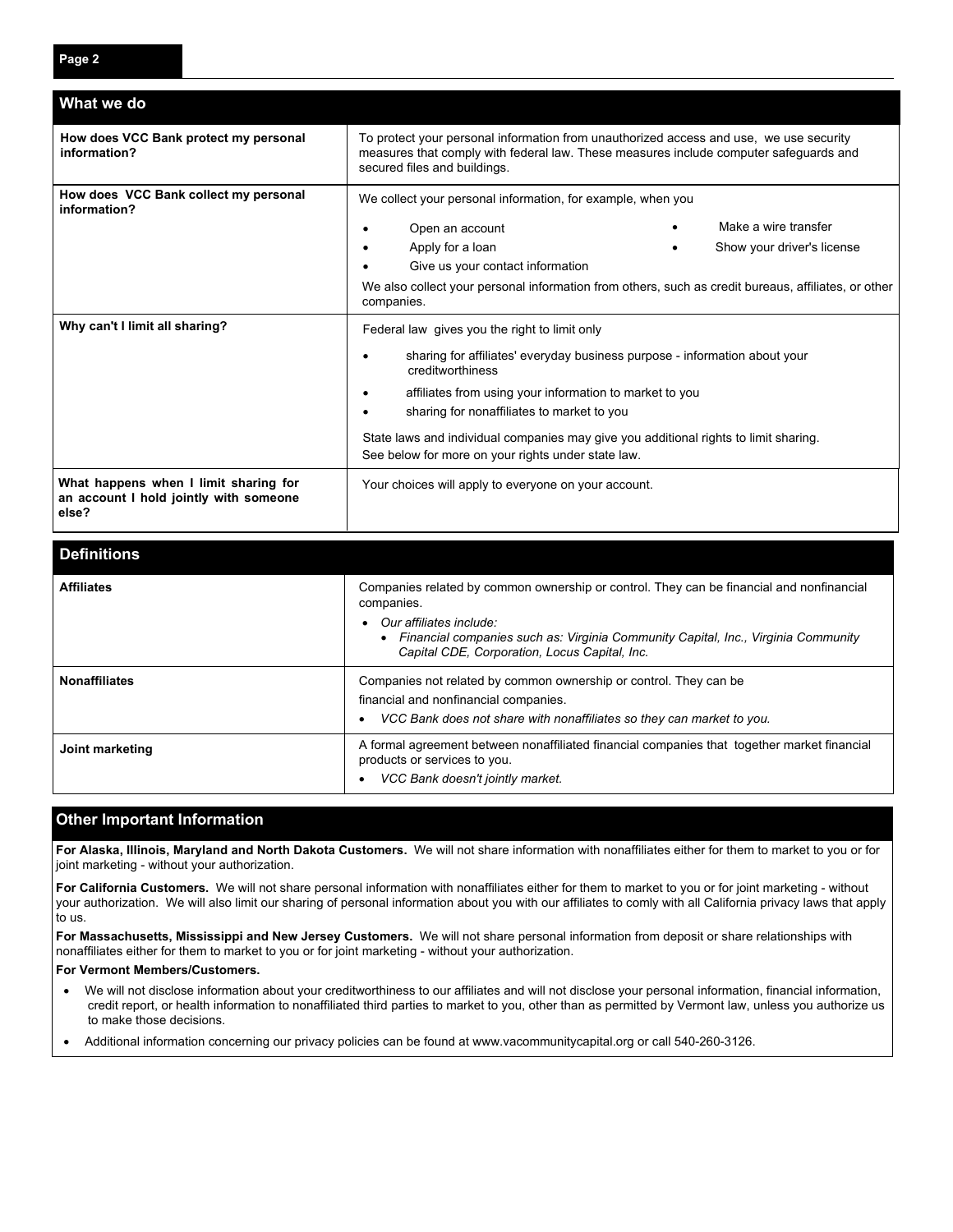## What we do

| | |
|---|---|
| **How does VCC Bank protect my personal information?** | To protect your personal information from unauthorized access and use, we use security measures that comply with federal law. These measures include computer safeguards and secured files and buildings. |
| **How does VCC Bank collect my personal information?** | We collect your personal information, for example, when you<br>• Open an account<br>• Apply for a loan<br>• Give us your contact information<br>• Make a wire transfer<br>• Show your driver's license<br>We also collect your personal information from others, such as credit bureaus, affiliates, or other companies. |
| **Why can't I limit all sharing?** | Federal law gives you the right to limit only<br>• sharing for affiliates' everyday business purpose - information about your creditworthiness<br>• affiliates from using your information to market to you<br>• sharing for nonaffiliates to market to you<br>State laws and individual companies may give you additional rights to limit sharing. See below for more on your rights under state law. |
| **What happens when I limit sharing for an account I hold jointly with someone else?** | Your choices will apply to everyone on your account. |

## Definitions

| | |
|---|---|
| **Affiliates** | Companies related by common ownership or control. They can be financial and nonfinancial companies.<br>• *Our affiliates include:*<br>  • *Financial companies such as: Virginia Community Capital, Inc., Virginia Community Capital CDE, Corporation, Locus Capital, Inc.* |
| **Nonaffiliates** | Companies not related by common ownership or control. They can be financial and nonfinancial companies.<br>• *VCC Bank does not share with nonaffiliates so they can market to you.* |
| **Joint marketing** | A formal agreement between nonaffiliated financial companies that together market financial products or services to you.<br>• *VCC Bank doesn't jointly market.* |

## Other Important Information

**For Alaska, Illinois, Maryland and North Dakota Customers.** We will not share information with nonaffiliates either for them to market to you or for joint marketing - without your authorization.

**For California Customers.** We will not share personal information with nonaffiliates either for them to market to you or for joint marketing - without your authorization. We will also limit our sharing of personal information about you with our affiliates to comly with all California privacy laws that apply to us.

**For Massachusetts, Mississippi and New Jersey Customers.** We will not share personal information from deposit or share relationships with nonaffiliates either for them to market to you or for joint marketing - without your authorization.

**For Vermont Members/Customers.**

- We will not disclose information about your creditworthiness to our affiliates and will not disclose your personal information, financial information, credit report, or health information to nonaffiliated third parties to market to you, other than as permitted by Vermont law, unless you authorize us to make those decisions.
- Additional information concerning our privacy policies can be found at www.vacommunitycapital.org or call 540-260-3126.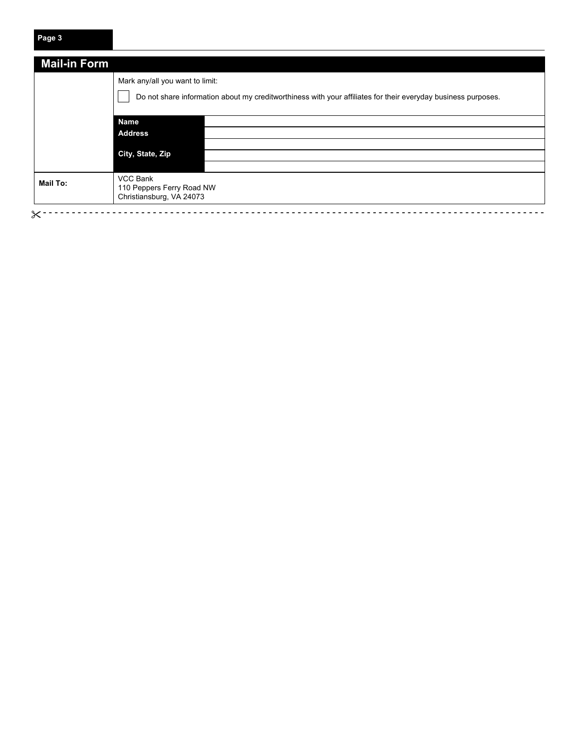## Mail-in Form

| | |
|---|---|
| | Mark any/all you want to limit:<br><br>☐ Do not share information about my creditworthiness with your affiliates for their everyday business purposes. |
| | **Name** |
| | **Address** |
| | **City, State, Zip** |
| **Mail To:** | VCC Bank<br>110 Peppers Ferry Road NW<br>Christiansburg, VA 24073 |